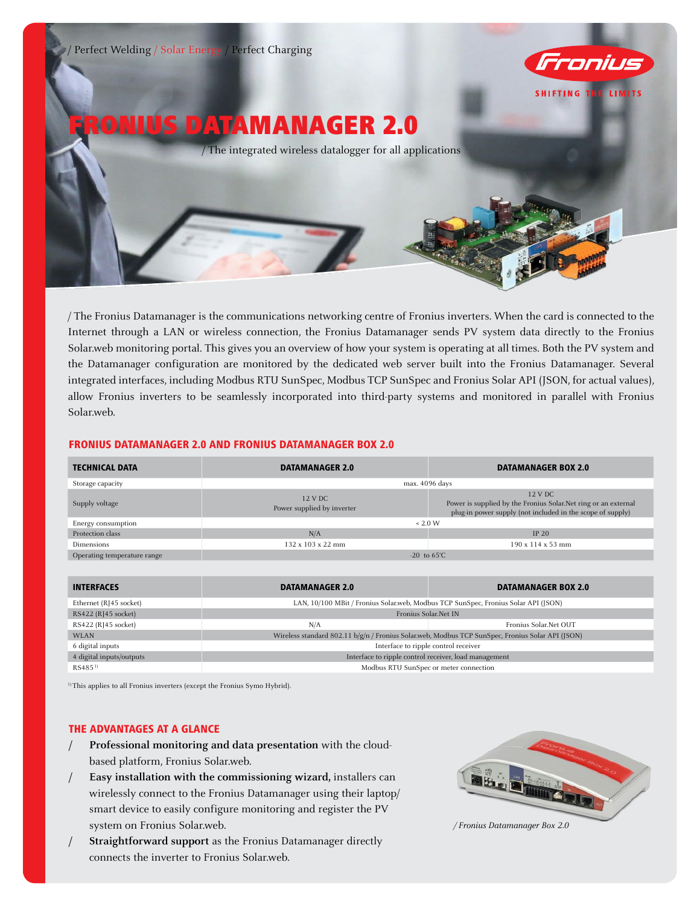/ Perfect Welding / Solar Energy / Perfect Charging

# FRONIUS DATAMANAGER 2.0

/ The integrated wireless datalogger for all applications

/ The Fronius Datamanager is the communications networking centre of Fronius inverters. When the card is connected to the Internet through a LAN or wireless connection, the Fronius Datamanager sends PV system data directly to the Fronius Solar.web monitoring portal. This gives you an overview of how your system is operating at all times. Both the PV system and the Datamanager configuration are monitored by the dedicated web server built into the Fronius Datamanager. Several integrated interfaces, including Modbus RTU SunSpec, Modbus TCP SunSpec and Fronius Solar API (JSON, for actual values), allow Fronius inverters to be seamlessly incorporated into third-party systems and monitored in parallel with Fronius Solar.web.

## FRONIUS DATAMANAGER 2.0 AND FRONIUS DATAMANAGER BOX 2.0

| TECHNICAL DATA | DATAMANAGER 2.0 | DATAMANAGER BOX 2.0 |
|---|---|---|
| Storage capacity | max. 4096 days | |
| Supply voltage | 12 V DC<br>Power supplied by inverter | 12 V DC<br>Power is supplied by the Fronius Solar.Net ring or an external plug-in power supply (not included in the scope of supply) |
| Energy consumption | < 2.0 W | |
| Protection class | N/A | IP 20 |
| Dimensions | 132 x 103 x 22 mm | 190 x 114 x 53 mm |
| Operating temperature range | -20 to 65°C | |

| INTERFACES | DATAMANAGER 2.0 | DATAMANAGER BOX 2.0 |
|---|---|---|
| Ethernet (RJ45 socket) | LAN, 10/100 MBit / Fronius Solar.web, Modbus TCP SunSpec, Fronius Solar API (JSON) | |
| RS422 (RJ45 socket) | Fronius Solar.Net IN | |
| RS422 (RJ45 socket) | N/A | Fronius Solar.Net OUT |
| WLAN | Wireless standard 802.11 b/g/n / Fronius Solar.web, Modbus TCP SunSpec, Fronius Solar API (JSON) | |
| 6 digital inputs | Interface to ripple control receiver | |
| 4 digital inputs/outputs | Interface to ripple control receiver, load management | |
| RS485 [1] | Modbus RTU SunSpec or meter connection | |

[1] This applies to all Fronius inverters (except the Fronius Symo Hybrid).

## THE ADVANTAGES AT A GLANCE

/ **Professional monitoring and data presentation** with the cloud-based platform, Fronius Solar.web.

/ **Easy installation with the commissioning wizard,** installers can wirelessly connect to the Fronius Datamanager using their laptop/smart device to easily configure monitoring and register the PV system on Fronius Solar.web.

/ **Straightforward support** as the Fronius Datamanager directly connects the inverter to Fronius Solar.web.

*/ Fronius Datamanager Box 2.0*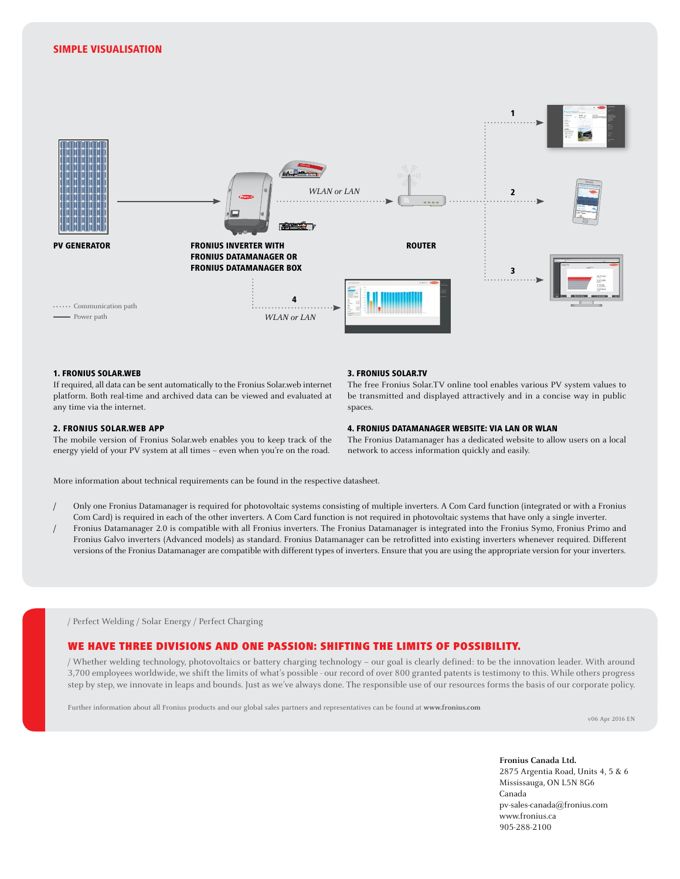## SIMPLE VISUALISATION

1

2

3

4

WLAN or LAN

WLAN or LAN

PV GENERATOR

FRONIUS INVERTER WITH FRONIUS DATAMANAGER OR FRONIUS DATAMANAGER BOX

ROUTER

...... Communication path

—— Power path

### 1. FRONIUS SOLAR.WEB

If required, all data can be sent automatically to the Fronius Solar.web internet platform. Both real-time and archived data can be viewed and evaluated at any time via the internet.

### 2. FRONIUS SOLAR.WEB APP

The mobile version of Fronius Solar.web enables you to keep track of the energy yield of your PV system at all times – even when you're on the road.

### 3. FRONIUS SOLAR.TV

The free Fronius Solar.TV online tool enables various PV system values to be transmitted and displayed attractively and in a concise way in public spaces.

### 4. FRONIUS DATAMANAGER WEBSITE: VIA LAN OR WLAN

The Fronius Datamanager has a dedicated website to allow users on a local network to access information quickly and easily.

More information about technical requirements can be found in the respective datasheet.

/ Only one Fronius Datamanager is required for photovoltaic systems consisting of multiple inverters. A Com Card function (integrated or with a Fronius Com Card) is required in each of the other inverters. A Com Card function is not required in photovoltaic systems that have only a single inverter.

/ Fronius Datamanager 2.0 is compatible with all Fronius inverters. The Fronius Datamanager is integrated into the Fronius Symo, Fronius Primo and Fronius Galvo inverters (Advanced models) as standard. Fronius Datamanager can be retrofitted into existing inverters whenever required. Different versions of the Fronius Datamanager are compatible with different types of inverters. Ensure that you are using the appropriate version for your inverters.

/ Perfect Welding / Solar Energy / Perfect Charging

## WE HAVE THREE DIVISIONS AND ONE PASSION: SHIFTING THE LIMITS OF POSSIBILITY.

/ Whether welding technology, photovoltaics or battery charging technology – our goal is clearly defined: to be the innovation leader. With around 3,700 employees worldwide, we shift the limits of what's possible - our record of over 800 granted patents is testimony to this. While others progress step by step, we innovate in leaps and bounds. Just as we've always done. The responsible use of our resources forms the basis of our corporate policy.

Further information about all Fronius products and our global sales partners and representatives can be found at **www.fronius.com**

v06 Apr 2016 EN

**Fronius Canada Ltd.**
2875 Argentia Road, Units 4, 5 & 6
Mississauga, ON L5N 8G6
Canada
pv-sales-canada@fronius.com
www.fronius.ca
905-288-2100